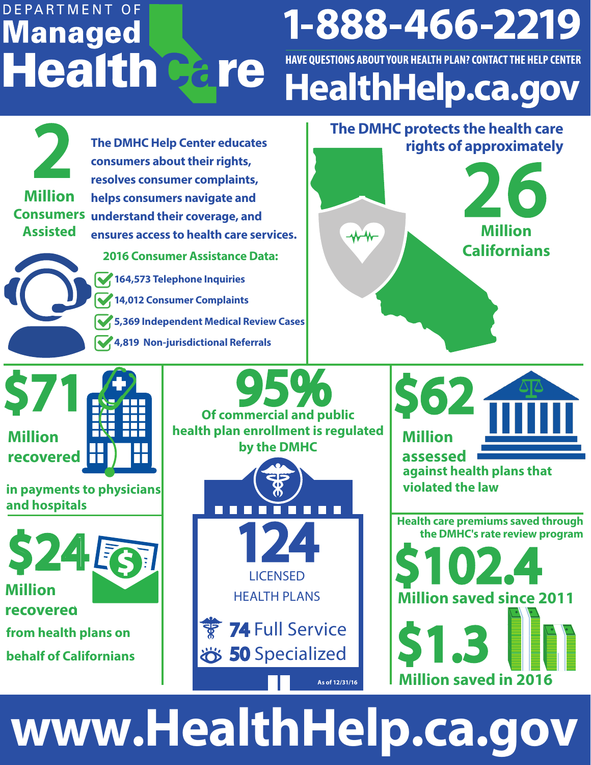# DEPARTMENT OF Managed Health Care

## 1-888-466-2219

HAVE QUESTIONS ABOUT YOUR HEALTH PLAN? CONTACT THE HELP CENTER

## HealthHelp.ca.gov

**2 Million Consumers Assisted**

The DMHC Help Center educates consumers about their rights, resolves consumer complaints, helps consumers navigate and understand their coverage, and ensures access to health care services.

**2016 Consumer Assistance Data:**

- 164,573 Telephone Inquiries
- 14,012 Consumer Complaints
- 5,369 Independent Medical Review Cases
- 4,819 Non-jurisdictional Referrals

The DMHC protects the health care rights of approximately **26 Million Californians**

**$71 Million recovered** in payments to physicians and hospitals

**95%** Of commercial and public health plan enrollment is regulated by the DMHC

**$62 Million assessed** against health plans that violated the law

**$24 Million recovered** from health plans on behalf of Californians

**124** LICENSED HEALTH PLANS

- **74** Full Service
- **50** Specialized

As of 12/31/16

Health care premiums saved through the DMHC's rate review program

**$102.4 Million saved since 2011**

**$1.3 Million saved in 2016**

# www.HealthHelp.ca.gov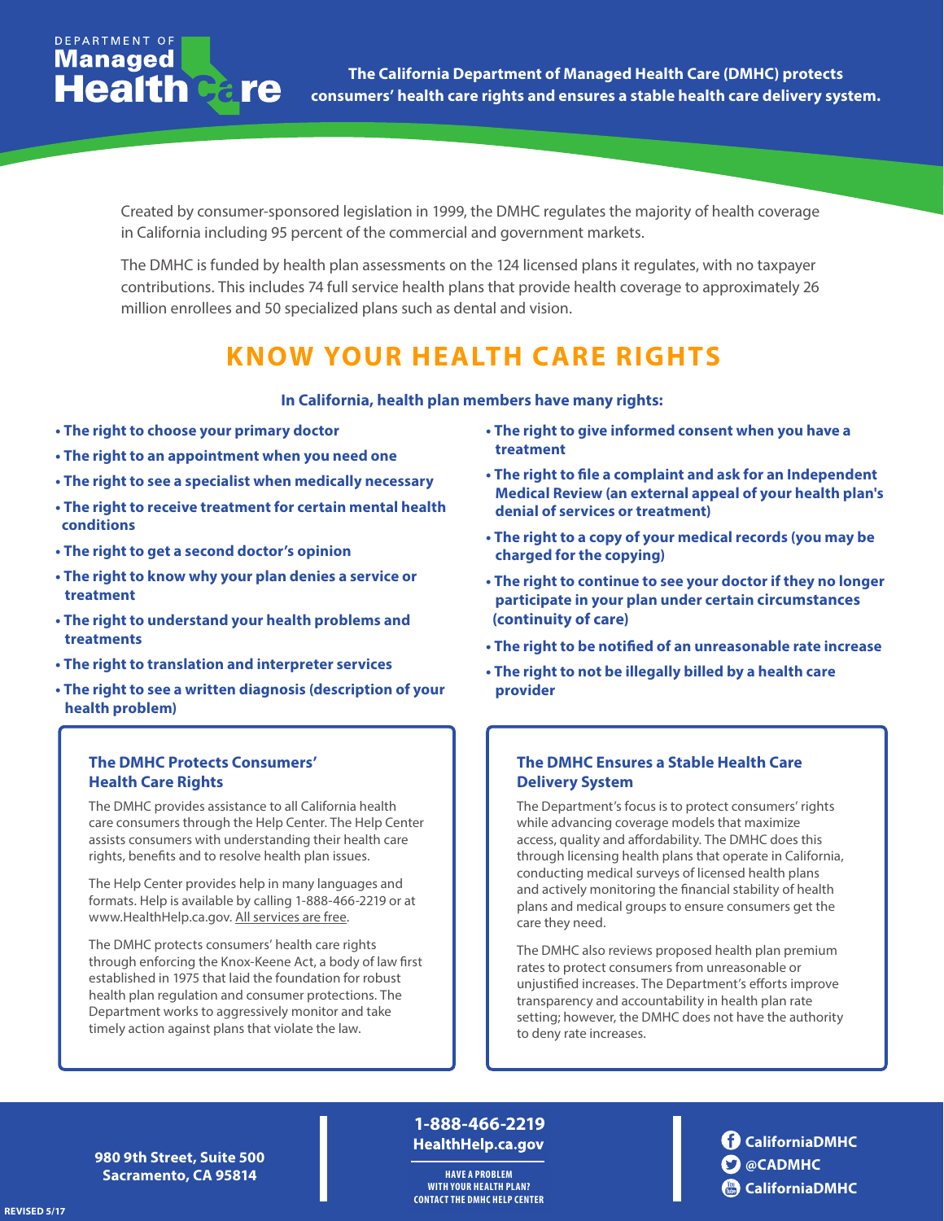DEPARTMENT OF **Managed Health Care**

**The California Department of Managed Health Care (DMHC) protects consumers' health care rights and ensures a stable health care delivery system.**

Created by consumer-sponsored legislation in 1999, the DMHC regulates the majority of health coverage in California including 95 percent of the commercial and government markets.

The DMHC is funded by health plan assessments on the 124 licensed plans it regulates, with no taxpayer contributions. This includes 74 full service health plans that provide health coverage to approximately 26 million enrollees and 50 specialized plans such as dental and vision.

# KNOW YOUR HEALTH CARE RIGHTS

**In California, health plan members have many rights:**

- **The right to choose your primary doctor**
- **The right to an appointment when you need one**
- **The right to see a specialist when medically necessary**
- **The right to receive treatment for certain mental health conditions**
- **The right to get a second doctor's opinion**
- **The right to know why your plan denies a service or treatment**
- **The right to understand your health problems and treatments**
- **The right to translation and interpreter services**
- **The right to see a written diagnosis (description of your health problem)**
- **The right to give informed consent when you have a treatment**
- **The right to file a complaint and ask for an Independent Medical Review (an external appeal of your health plan's denial of services or treatment)**
- **The right to a copy of your medical records (you may be charged for the copying)**
- **The right to continue to see your doctor if they no longer participate in your plan under certain circumstances (continuity of care)**
- **The right to be notified of an unreasonable rate increase**
- **The right to not be illegally billed by a health care provider**

## The DMHC Protects Consumers' Health Care Rights

The DMHC provides assistance to all California health care consumers through the Help Center. The Help Center assists consumers with understanding their health care rights, benefits and to resolve health plan issues.

The Help Center provides help in many languages and formats. Help is available by calling 1-888-466-2219 or at www.HealthHelp.ca.gov. All services are free.

The DMHC protects consumers' health care rights through enforcing the Knox-Keene Act, a body of law first established in 1975 that laid the foundation for robust health plan regulation and consumer protections. The Department works to aggressively monitor and take timely action against plans that violate the law.

## The DMHC Ensures a Stable Health Care Delivery System

The Department's focus is to protect consumers' rights while advancing coverage models that maximize access, quality and affordability. The DMHC does this through licensing health plans that operate in California, conducting medical surveys of licensed health plans and actively monitoring the financial stability of health plans and medical groups to ensure consumers get the care they need.

The DMHC also reviews proposed health plan premium rates to protect consumers from unreasonable or unjustified increases. The Department's efforts improve transparency and accountability in health plan rate setting; however, the DMHC does not have the authority to deny rate increases.

**980 9th Street, Suite 500**
**Sacramento, CA 95814**

**1-888-466-2219**
**HealthHelp.ca.gov**

**HAVE A PROBLEM WITH YOUR HEALTH PLAN? CONTACT THE DMHC HELP CENTER**

**CaliforniaDMHC**
**@CADMHC**
**CaliforniaDMHC**

REVISED 5/17